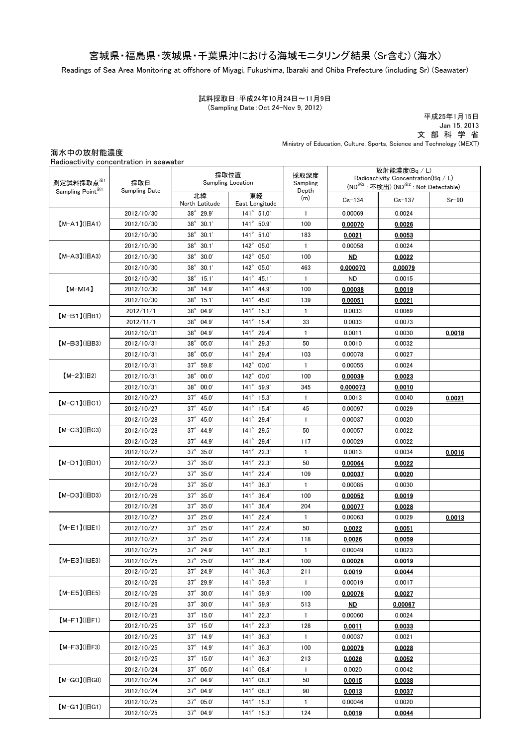# 宮城県・福島県・茨城県・千葉県沖における海域モニタリング結果（Sr含む）（海水）

Readings of Sea Area Monitoring at offshore of Miyagi, Fukushima, Ibaraki and Chiba Prefecture (including Sr) (Seawater)

試料採取日：平成24年10月24日～11月9日
(Sampling Date：Oct 24-Nov 9, 2012)

平成25年1月15日
Jan 15, 2013
文 部 科 学 省
Ministry of Education, Culture, Sports, Science and Technology (MEXT)

海水中の放射能濃度
Radioactivity concentration in seawater

| 測定試料採取点※1 Sampling Point※1 | 採取日 Sampling Date | 採取位置 Sampling Location | | 採取深度 Sampling Depth (m) | 放射能濃度(Bq / L) Radioactivity Concentration(Bq / L) (ND※2：不検出) (ND※2：Not Detectable) | | |
|---|---|---|---|---|---|---|---|
| | | 北緯 North Latitude | 東経 East Longitude | | Cs-134 | Cs-137 | Sr-90 |
| 【M-A1】(旧A1) | 2012/10/30 | 38° 29.9' | 141° 51.0' | 1 | 0.00069 | 0.0024 | |
| | 2012/10/30 | 38° 30.1' | 141° 50.9' | 100 | **0.00070** | **0.0026** | |
| | 2012/10/30 | 38° 30.1' | 141° 51.0' | 183 | **0.0021** | **0.0053** | |
| 【M-A3】(旧A3) | 2012/10/30 | 38° 30.1' | 142° 05.0' | 1 | 0.00058 | 0.0024 | |
| | 2012/10/30 | 38° 30.0' | 142° 05.0' | 100 | **ND** | **0.0022** | |
| | 2012/10/30 | 38° 30.1' | 142° 05.0' | 463 | **0.000070** | **0.00079** | |
| 【M-MI4】 | 2012/10/30 | 38° 15.1' | 141° 45.1' | 1 | ND | 0.0015 | |
| | 2012/10/30 | 38° 14.9' | 141° 44.9' | 100 | **0.00038** | **0.0019** | |
| | 2012/10/30 | 38° 15.1' | 141° 45.0' | 139 | **0.00051** | **0.0021** | |
| 【M-B1】(旧B1) | 2012/11/1 | 38° 04.9' | 141° 15.3' | 1 | 0.0033 | 0.0069 | |
| | 2012/11/1 | 38° 04.9' | 141° 15.4' | 33 | 0.0033 | 0.0073 | |
| 【M-B3】(旧B3) | 2012/10/31 | 38° 04.9' | 141° 29.4' | 1 | 0.0011 | 0.0030 | **0.0018** |
| | 2012/10/31 | 38° 05.0' | 141° 29.3' | 50 | 0.0010 | 0.0032 | |
| | 2012/10/31 | 38° 05.0' | 141° 29.4' | 103 | 0.00078 | 0.0027 | |
| 【M-2】(旧2) | 2012/10/31 | 37° 59.8' | 142° 00.0' | 1 | 0.00055 | 0.0024 | |
| | 2012/10/31 | 38° 00.0' | 142° 00.0' | 100 | **0.00039** | **0.0023** | |
| | 2012/10/31 | 38° 00.0' | 141° 59.9' | 345 | **0.000073** | **0.0010** | |
| 【M-C1】(旧C1) | 2012/10/27 | 37° 45.0' | 141° 15.3' | 1 | 0.0013 | 0.0040 | **0.0021** |
| | 2012/10/27 | 37° 45.0' | 141° 15.4' | 45 | 0.00097 | 0.0029 | |
| 【M-C3】(旧C3) | 2012/10/28 | 37° 45.0' | 141° 29.4' | 1 | 0.00037 | 0.0020 | |
| | 2012/10/28 | 37° 44.9' | 141° 29.5' | 50 | 0.00057 | 0.0022 | |
| | 2012/10/28 | 37° 44.9' | 141° 29.4' | 117 | 0.00029 | 0.0022 | |
| 【M-D1】(旧D1) | 2012/10/27 | 37° 35.0' | 141° 22.3' | 1 | 0.0013 | 0.0034 | **0.0016** |
| | 2012/10/27 | 37° 35.0' | 141° 22.3' | 50 | **0.00064** | **0.0022** | |
| | 2012/10/27 | 37° 35.0' | 141° 22.4' | 109 | **0.00037** | **0.0020** | |
| 【M-D3】(旧D3) | 2012/10/26 | 37° 35.0' | 141° 36.3' | 1 | 0.00085 | 0.0030 | |
| | 2012/10/26 | 37° 35.0' | 141° 36.4' | 100 | **0.00052** | **0.0019** | |
| | 2012/10/26 | 37° 35.0' | 141° 36.4' | 204 | **0.00077** | **0.0028** | |
| 【M-E1】(旧E1) | 2012/10/27 | 37° 25.0' | 141° 22.4' | 1 | 0.00063 | 0.0029 | **0.0013** |
| | 2012/10/27 | 37° 25.0' | 141° 22.4' | 50 | **0.0022** | **0.0051** | |
| | 2012/10/27 | 37° 25.0' | 141° 22.4' | 118 | **0.0026** | **0.0059** | |
| 【M-E3】(旧E3) | 2012/10/25 | 37° 24.9' | 141° 36.3' | 1 | 0.00049 | 0.0023 | |
| | 2012/10/25 | 37° 25.0' | 141° 36.4' | 100 | **0.00028** | **0.0019** | |
| | 2012/10/25 | 37° 24.9' | 141° 36.3' | 211 | **0.0019** | **0.0044** | |
| 【M-E5】(旧E5) | 2012/10/26 | 37° 29.9' | 141° 59.8' | 1 | 0.00019 | 0.0017 | |
| | 2012/10/26 | 37° 30.0' | 141° 59.9' | 100 | **0.00076** | **0.0027** | |
| | 2012/10/26 | 37° 30.0' | 141° 59.9' | 513 | **ND** | **0.00067** | |
| 【M-F1】(旧F1) | 2012/10/25 | 37° 15.0' | 141° 22.3' | 1 | 0.00060 | 0.0024 | |
| | 2012/10/25 | 37° 15.0' | 141° 22.3' | 128 | **0.0011** | **0.0033** | |
| 【M-F3】(旧F3) | 2012/10/25 | 37° 14.9' | 141° 36.3' | 1 | 0.00037 | 0.0021 | |
| | 2012/10/25 | 37° 14.9' | 141° 36.3' | 100 | **0.00079** | **0.0028** | |
| | 2012/10/25 | 37° 15.0' | 141° 36.3' | 213 | **0.0026** | **0.0052** | |
| 【M-G0】(旧G0) | 2012/10/24 | 37° 05.0' | 141° 08.4' | 1 | 0.0020 | 0.0042 | |
| | 2012/10/24 | 37° 04.9' | 141° 08.3' | 50 | **0.0015** | **0.0038** | |
| | 2012/10/24 | 37° 04.9' | 141° 08.3' | 90 | **0.0013** | **0.0037** | |
| 【M-G1】(旧G1) | 2012/10/25 | 37° 05.0' | 141° 15.3' | 1 | 0.00046 | 0.0020 | |
| | 2012/10/25 | 37° 04.9' | 141° 15.3' | 124 | **0.0019** | **0.0044** | |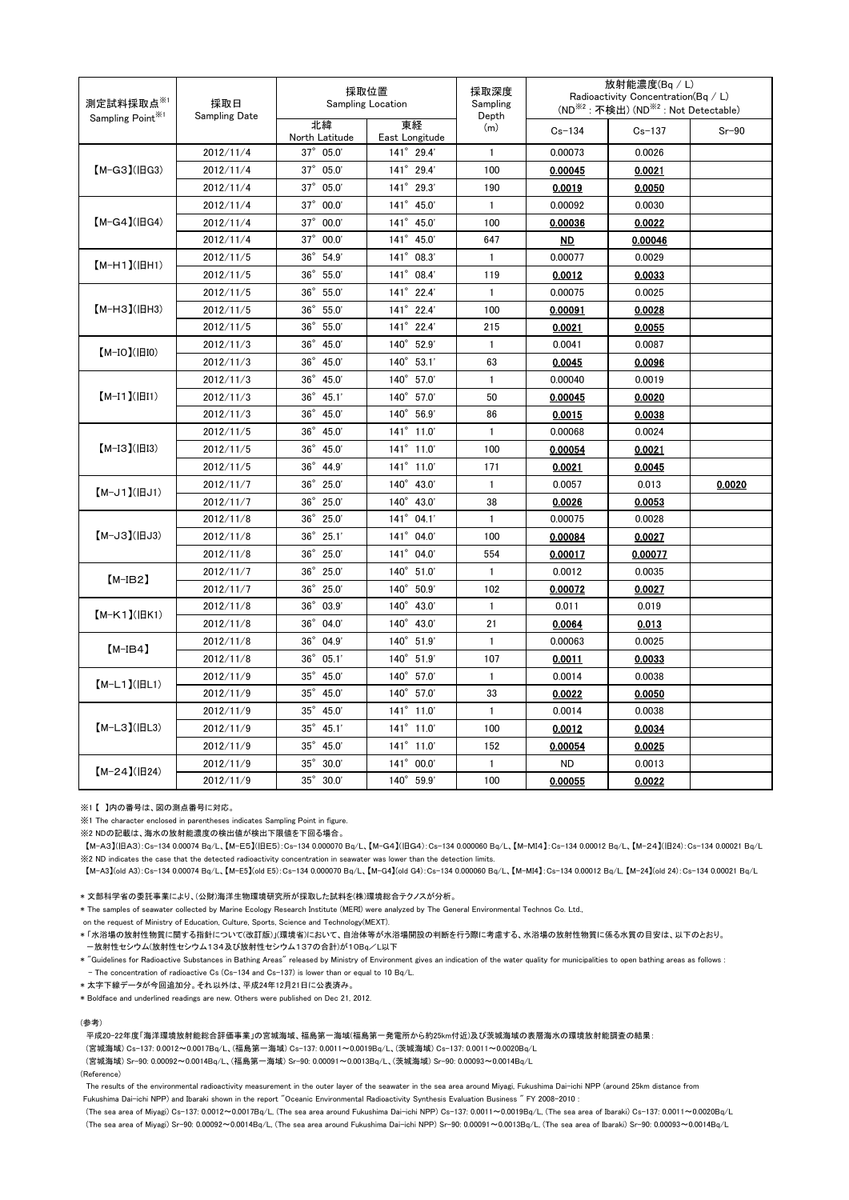| 測定試料採取点[※1] Sampling Point[※1] | 採取日 Sampling Date | 採取位置 Sampling Location | | 採取深度 Sampling Depth (m) | 放射能濃度(Bq / L) Radioactivity Concentration(Bq / L) (ND[※2]：不検出) (ND[※2] : Not Detectable) | | |
|---|---|---|---|---|---|---|---|
| | | 北緯 North Latitude | 東経 East Longitude | | Cs-134 | Cs-137 | Sr-90 |
| 【M-G3】(旧G3) | 2012/11/4 | 37° 05.0' | 141° 29.4' | 1 | 0.00073 | 0.0026 | |
| | 2012/11/4 | 37° 05.0' | 141° 29.4' | 100 | **0.00045** | **0.0021** | |
| | 2012/11/4 | 37° 05.0' | 141° 29.3' | 190 | **0.0019** | **0.0050** | |
| 【M-G4】(旧G4) | 2012/11/4 | 37° 00.0' | 141° 45.0' | 1 | 0.00092 | 0.0030 | |
| | 2012/11/4 | 37° 00.0' | 141° 45.0' | 100 | **0.00036** | **0.0022** | |
| | 2012/11/4 | 37° 00.0' | 141° 45.0' | 647 | **ND** | **0.00046** | |
| 【M-H1】(旧H1) | 2012/11/5 | 36° 54.9' | 141° 08.3' | 1 | 0.00077 | 0.0029 | |
| | 2012/11/5 | 36° 55.0' | 141° 08.4' | 119 | **0.0012** | **0.0033** | |
| 【M-H3】(旧H3) | 2012/11/5 | 36° 55.0' | 141° 22.4' | 1 | 0.00075 | 0.0025 | |
| | 2012/11/5 | 36° 55.0' | 141° 22.4' | 100 | **0.00091** | **0.0028** | |
| | 2012/11/5 | 36° 55.0' | 141° 22.4' | 215 | **0.0021** | **0.0055** | |
| 【M-I0】(旧I0) | 2012/11/3 | 36° 45.0' | 140° 52.9' | 1 | 0.0041 | 0.0087 | |
| | 2012/11/3 | 36° 45.0' | 140° 53.1' | 63 | **0.0045** | **0.0096** | |
| 【M-I1】(旧I1) | 2012/11/3 | 36° 45.0' | 140° 57.0' | 1 | 0.00040 | 0.0019 | |
| | 2012/11/3 | 36° 45.1' | 140° 57.0' | 50 | **0.00045** | **0.0020** | |
| | 2012/11/3 | 36° 45.0' | 140° 56.9' | 86 | **0.0015** | **0.0038** | |
| 【M-I3】(旧I3) | 2012/11/5 | 36° 45.0' | 141° 11.0' | 1 | 0.00068 | 0.0024 | |
| | 2012/11/5 | 36° 45.0' | 141° 11.0' | 100 | **0.00054** | **0.0021** | |
| | 2012/11/5 | 36° 44.9' | 141° 11.0' | 171 | **0.0021** | **0.0045** | |
| 【M-J1】(旧J1) | 2012/11/7 | 36° 25.0' | 140° 43.0' | 1 | 0.0057 | 0.013 | **0.0020** |
| | 2012/11/7 | 36° 25.0' | 140° 43.0' | 38 | **0.0026** | **0.0053** | |
| 【M-J3】(旧J3) | 2012/11/8 | 36° 25.0' | 141° 04.1' | 1 | 0.00075 | 0.0028 | |
| | 2012/11/8 | 36° 25.1' | 141° 04.0' | 100 | **0.00084** | **0.0027** | |
| | 2012/11/8 | 36° 25.0' | 141° 04.0' | 554 | **0.00017** | **0.00077** | |
| 【M-IB2】 | 2012/11/7 | 36° 25.0' | 140° 51.0' | 1 | 0.0012 | 0.0035 | |
| | 2012/11/7 | 36° 25.0' | 140° 50.9' | 102 | **0.00072** | **0.0027** | |
| 【M-K1】(旧K1) | 2012/11/8 | 36° 03.9' | 140° 43.0' | 1 | 0.011 | 0.019 | |
| | 2012/11/8 | 36° 04.0' | 140° 43.0' | 21 | **0.0064** | **0.013** | |
| 【M-IB4】 | 2012/11/8 | 36° 04.9' | 140° 51.9' | 1 | 0.00063 | 0.0025 | |
| | 2012/11/8 | 36° 05.1' | 140° 51.9' | 107 | **0.0011** | **0.0033** | |
| 【M-L1】(旧L1) | 2012/11/9 | 35° 45.0' | 140° 57.0' | 1 | 0.0014 | 0.0038 | |
| | 2012/11/9 | 35° 45.0' | 140° 57.0' | 33 | **0.0022** | **0.0050** | |
| 【M-L3】(旧L3) | 2012/11/9 | 35° 45.0' | 141° 11.0' | 1 | 0.0014 | 0.0038 | |
| | 2012/11/9 | 35° 45.1' | 141° 11.0' | 100 | **0.0012** | **0.0034** | |
| | 2012/11/9 | 35° 45.0' | 141° 11.0' | 152 | **0.00054** | **0.0025** | |
| 【M-24】(旧24) | 2012/11/9 | 35° 30.0' | 141° 00.0' | 1 | ND | 0.0013 | |
| | 2012/11/9 | 35° 30.0' | 140° 59.9' | 100 | **0.00055** | **0.0022** | |

※1【 】内の番号は、図の測点番号に対応。

※1 The character enclosed in parentheses indicates Sampling Point in figure.

※2 NDの記載は、海水の放射能濃度の検出値が検出下限値を下回る場合。

【M-A3】(旧A3)：Cs-134 0.00074 Bq/L、【M-E5】(旧E5)：Cs-134 0.000070 Bq/L、【M-G4】(旧G4)：Cs-134 0.000060 Bq/L、【M-MI4】：Cs-134 0.00012 Bq/L、【M-24】(旧24)：Cs-134 0.00021 Bq/L

※2 ND indicates the case that the detected radioactivity concentration in seawater was lower than the detection limits.

【M-A3】(old A3)：Cs-134 0.00074 Bq/L, 【M-E5】(old E5)：Cs-134 0.000070 Bq/L, 【M-G4】(old G4)：Cs-134 0.000060 Bq/L, 【M-MI4】：Cs-134 0.00012 Bq/L, 【M-24】(old 24)：Cs-134 0.00021 Bq/L

＊文部科学省の委託事業により、(公財)海洋生物環境研究所が採取した試料を(株)環境総合テクノスが分析。

＊The samples of seawater collected by Marine Ecology Research Institute (MERI) were analyzed by The General Environmental Technos Co. Ltd., on the request of Ministry of Education, Culture, Sports, Science and Technology(MEXT).

＊「水浴場の放射性物質に関する指針について(改訂版)」(環境省)において、自治体等が水浴場開設の判断を行う際に考慮する、水浴場の放射性物質に係る水質の目安は、以下のとおり。
－放射性セシウム(放射性セシウム134及び放射性セシウム137の合計)が10Bq／L以下

＊"Guidelines for Radioactive Substances in Bathing Areas" released by Ministry of Environment gives an indication of the water quality for municipalities to open bathing areas as follows :
－The concentration of radioactive Cs (Cs-134 and Cs-137) is lower than or equal to 10 Bq/L.

＊太字下線データが今回追加分。それ以外は、平成24年12月21日に公表済み。

＊Boldface and underlined readings are new. Others were published on Dec 21, 2012.

(参考)

平成20-22年度「海洋環境放射能総合評価事業」の宮城海域、福島第一海域(福島第一発電所から約25km付近)及び茨城海域の表層海水の環境放射能調査の結果：

(宮城海域) Cs-137: 0.0012～0.0017Bq/L、(福島第一海域) Cs-137: 0.0011～0.0019Bq/L、(茨城海域) Cs-137: 0.0011～0.0020Bq/L

(宮城海域) Sr-90: 0.00092～0.0014Bq/L、(福島第一海域) Sr-90: 0.00091～0.0013Bq/L、(茨城海域) Sr-90: 0.00093～0.0014Bq/L

(Reference)

The results of the environmental radioactivity measurement in the outer layer of the seawater in the sea area around Miyagi, Fukushima Dai-ichi NPP (around 25km distance from Fukushima Dai-ichi NPP) and Ibaraki shown in the report "Oceanic Environmental Radioactivity Synthesis Evaluation Business " FY 2008-2010 :

(The sea area of Miyagi) Cs-137: 0.0012～0.0017Bq/L, (The sea area around Fukushima Dai-ichi NPP) Cs-137: 0.0011～0.0019Bq/L, (The sea area of Ibaraki) Cs-137: 0.0011～0.0020Bq/L

(The sea area of Miyagi) Sr-90: 0.00092～0.0014Bq/L, (The sea area around Fukushima Dai-ichi NPP) Sr-90: 0.00091～0.0013Bq/L, (The sea area of Ibaraki) Sr-90: 0.00093～0.0014Bq/L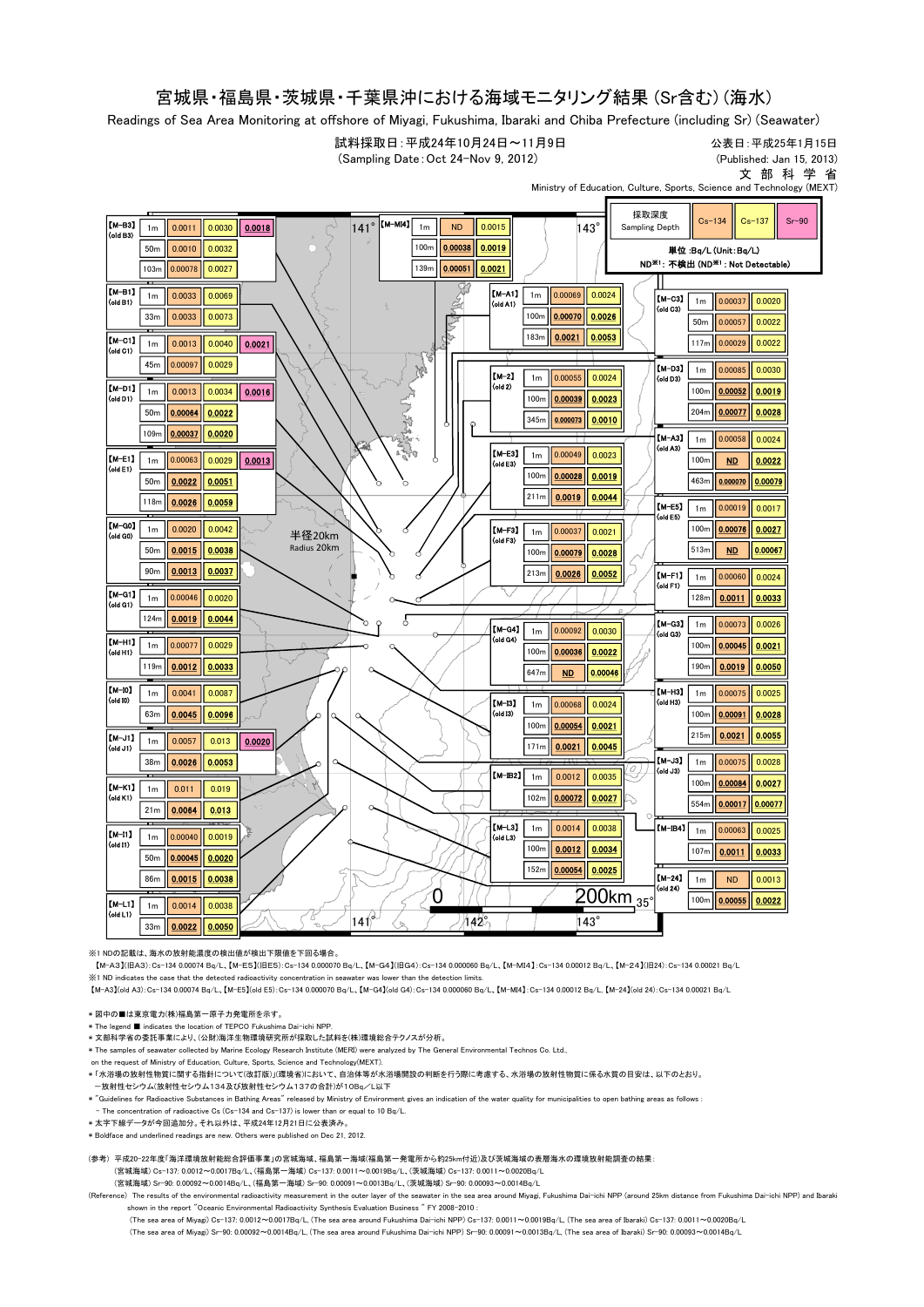# 宮城県・福島県・茨城県・千葉県沖における海域モニタリング結果（Sr含む）（海水）

Readings of Sea Area Monitoring at offshore of Miyagi, Fukushima, Ibaraki and Chiba Prefecture (including Sr) (Seawater)

試料採取日：平成24年10月24日～11月9日
(Sampling Date : Oct 24-Nov 9, 2012)

公表日：平成25年1月15日
(Published: Jan 15, 2013)

文部科学省
Ministry of Education, Culture, Sports, Science and Technology (MEXT)

単位 :Bq/L (Unit:Bq/L)
ND※1：不検出 (ND※1 : Not Detectable)

| 地点 | 採取深度 Sampling Depth | Cs-134 | Cs-137 | Sr-90 |
|---|---|---|---|---|
| 【M-B3】(old B3) | 1m | 0.0011 | 0.0030 | **0.0018** |
| | 50m | 0.0010 | 0.0032 | |
| | 103m | 0.00078 | 0.0027 | |
| 【M-B1】(old B1) | 1m | 0.0033 | 0.0069 | |
| | 33m | 0.0033 | 0.0073 | |
| 【M-C1】(old C1) | 1m | 0.0013 | 0.0040 | **0.0021** |
| | 45m | 0.00097 | 0.0029 | |
| 【M-D1】(old D1) | 1m | 0.0013 | 0.0034 | **0.0016** |
| | 50m | **0.00064** | **0.0022** | |
| | 109m | **0.00037** | **0.0020** | |
| 【M-E1】(old E1) | 1m | 0.00063 | 0.0029 | **0.0013** |
| | 50m | **0.0022** | **0.0051** | |
| | 118m | **0.0026** | **0.0059** | |
| 【M-G0】(old G0) | 1m | 0.0020 | 0.0042 | |
| | 50m | **0.0015** | **0.0038** | |
| | 90m | **0.0013** | **0.0037** | |
| 【M-G1】(old G1) | 1m | 0.00046 | 0.0020 | |
| | 124m | **0.0019** | **0.0044** | |
| 【M-H1】(old H1) | 1m | 0.00077 | 0.0029 | |
| | 119m | **0.0012** | **0.0033** | |
| 【M-I0】(old I0) | 1m | 0.0041 | 0.0087 | |
| | 63m | **0.0045** | **0.0096** | |
| 【M-J1】(old J1) | 1m | 0.0057 | 0.013 | **0.0020** |
| | 38m | **0.0026** | **0.0053** | |
| 【M-K1】(old K1) | 1m | 0.011 | 0.019 | |
| | 21m | **0.0064** | **0.013** | |
| 【M-I1】(old I1) | 1m | 0.00040 | 0.0019 | |
| | 50m | **0.00045** | **0.0020** | |
| | 86m | **0.0015** | **0.0038** | |
| 【M-L1】(old L1) | 1m | 0.0014 | 0.0038 | |
| | 33m | **0.0022** | **0.0050** | |
| 【M-MI4】 | 1m | ND | 0.0015 | |
| | 100m | **0.00038** | **0.0019** | |
| | 139m | **0.00051** | **0.0021** | |
| 【M-A1】(old A1) | 1m | 0.00069 | 0.0024 | |
| | 100m | **0.00070** | **0.0026** | |
| | 183m | **0.0021** | **0.0053** | |
| 【M-2】(old 2) | 1m | 0.00055 | 0.0024 | |
| | 100m | **0.00039** | **0.0023** | |
| | 345m | **0.000073** | **0.0010** | |
| 【M-E3】(old E3) | 1m | 0.00049 | 0.0023 | |
| | 100m | **0.00028** | **0.0019** | |
| | 211m | **0.0019** | **0.0044** | |
| 【M-F3】(old F3) | 1m | 0.00037 | 0.0021 | |
| | 100m | **0.00079** | **0.0028** | |
| | 213m | **0.0026** | **0.0052** | |
| 【M-G4】(old G4) | 1m | 0.00092 | 0.0030 | |
| | 100m | **0.00036** | **0.0022** | |
| | 647m | **ND** | **0.00046** | |
| 【M-I3】(old I3) | 1m | 0.00068 | 0.0024 | |
| | 100m | **0.00054** | **0.0021** | |
| | 171m | **0.0021** | **0.0045** | |
| 【M-IB2】 | 1m | 0.0012 | 0.0035 | |
| | 102m | **0.00072** | **0.0027** | |
| 【M-L3】(old L3) | 1m | 0.0014 | 0.0038 | |
| | 100m | **0.0012** | **0.0034** | |
| | 152m | **0.00054** | **0.0025** | |
| 【M-C3】(old C3) | 1m | 0.00037 | 0.0020 | |
| | 50m | 0.00057 | 0.0022 | |
| | 117m | 0.00029 | 0.0022 | |
| 【M-D3】(old D3) | 1m | 0.00085 | 0.0030 | |
| | 100m | **0.00052** | **0.0019** | |
| | 204m | **0.00077** | **0.0028** | |
| 【M-A3】(old A3) | 1m | 0.00058 | 0.0024 | |
| | 100m | **ND** | **0.0022** | |
| | 463m | **0.000070** | **0.00079** | |
| 【M-E5】(old E5) | 1m | 0.00019 | 0.0017 | |
| | 100m | **0.00076** | **0.0027** | |
| | 513m | **ND** | **0.00067** | |
| 【M-F1】(old F1) | 1m | 0.00060 | 0.0024 | |
| | 128m | **0.0011** | **0.0033** | |
| 【M-G3】(old G3) | 1m | 0.00073 | 0.0026 | |
| | 100m | **0.00045** | **0.0021** | |
| | 190m | **0.0019** | **0.0050** | |
| 【M-H3】(old H3) | 1m | 0.00075 | 0.0025 | |
| | 100m | **0.00091** | **0.0028** | |
| | 215m | **0.0021** | **0.0055** | |
| 【M-J3】(old J3) | 1m | 0.00075 | 0.0028 | |
| | 100m | **0.00084** | **0.0027** | |
| | 554m | **0.00017** | **0.00077** | |
| 【M-IB4】 | 1m | 0.00063 | 0.0025 | |
| | 107m | **0.0011** | **0.0033** | |
| 【M-24】(old 24) | 1m | ND | 0.0013 | |
| | 100m | **0.00055** | **0.0022** | |

半径20km
Radius 20km

141° 142° 143° 35°

0 200km

※1 NDの記載は、海水の放射能濃度の検出値が検出下限値を下回る場合。
【M-A3】(旧A3)：Cs-134 0.00074 Bq/L、【M-E5】(旧E5)：Cs-134 0.000070 Bq/L、【M-G4】(旧G4)：Cs-134 0.000060 Bq/L、【M-MI4】：Cs-134 0.00012 Bq/L、【M-24】(旧24)：Cs-134 0.00021 Bq/L

※1 ND indicates the case that the detected radioactivity concentration in seawater was lower than the detection limits.
【M-A3】(old A3)：Cs-134 0.00074 Bq/L, 【M-E5】(old E5)：Cs-134 0.000070 Bq/L, 【M-G4】(old G4)：Cs-134 0.000060 Bq/L, 【M-MI4】：Cs-134 0.00012 Bq/L, 【M-24】(old 24)：Cs-134 0.00021 Bq/L

* 図中の■は東京電力(株)福島第一原子力発電所を示す。
* The legend ■ indicates the location of TEPCO Fukushima Dai-ichi NPP.
* 文部科学省の委託事業により、(公財)海洋生物環境研究所が採取した試料を(株)環境総合テクノスが分析。
* The samples of seawater collected by Marine Ecology Research Institute (MERI) were analyzed by The General Environmental Technos Co. Ltd., on the request of Ministry of Education, Culture, Sports, Science and Technology(MEXT).
* 「水浴場の放射性物質に関する指針について(改訂版)」(環境省)において、自治体等が水浴場開設の判断を行う際に考慮する、水浴場の放射性物質に係る水質の目安は、以下のとおり。
 －放射性セシウム(放射性セシウム134及び放射性セシウム137の合計)が10Bq/L以下
* "Guidelines for Radioactive Substances in Bathing Areas" released by Ministry of Environment gives an indication of the water quality for municipalities to open bathing areas as follows :
 － The concentration of radioactive Cs (Cs-134 and Cs-137) is lower than or equal to 10 Bq/L.
* 太字下線データが今回追加分。それ以外は、平成24年12月21日に公表済み。
* Boldface and underlined readings are new. Others were published on Dec 21, 2012.

(参考) 平成20-22年度「海洋環境放射能総合評価事業」の宮城海域、福島第一海域(福島第一発電所から約25km付近)及び茨城海域の表層海水の環境放射能調査の結果：
(宮城海域) Cs-137: 0.0012～0.0017Bq/L、(福島第一海域) Cs-137: 0.0011～0.0019Bq/L、(茨城海域) Cs-137: 0.0011～0.0020Bq/L
(宮城海域) Sr-90: 0.00092～0.0014Bq/L、(福島第一海域) Sr-90: 0.00091～0.0013Bq/L、(茨城海域) Sr-90: 0.00093～0.0014Bq/L

(Reference) The results of the environmental radioactivity measurement in the outer layer of the seawater in the sea area around Miyagi, Fukushima Dai-ichi NPP (around 25km distance from Fukushima Dai-ichi NPP) and Ibaraki shown in the report "Oceanic Environmental Radioactivity Synthesis Evaluation Business " FY 2008-2010 :
(The sea area of Miyagi) Cs-137: 0.0012～0.0017Bq/L, (The sea area around Fukushima Dai-ichi NPP) Cs-137: 0.0011～0.0019Bq/L, (The sea area of Ibaraki) Cs-137: 0.0011～0.0020Bq/L
(The sea area of Miyagi) Sr-90: 0.00092～0.0014Bq/L, (The sea area around Fukushima Dai-ichi NPP) Sr-90: 0.00091～0.0013Bq/L, (The sea area of Ibaraki) Sr-90: 0.00093～0.0014Bq/L